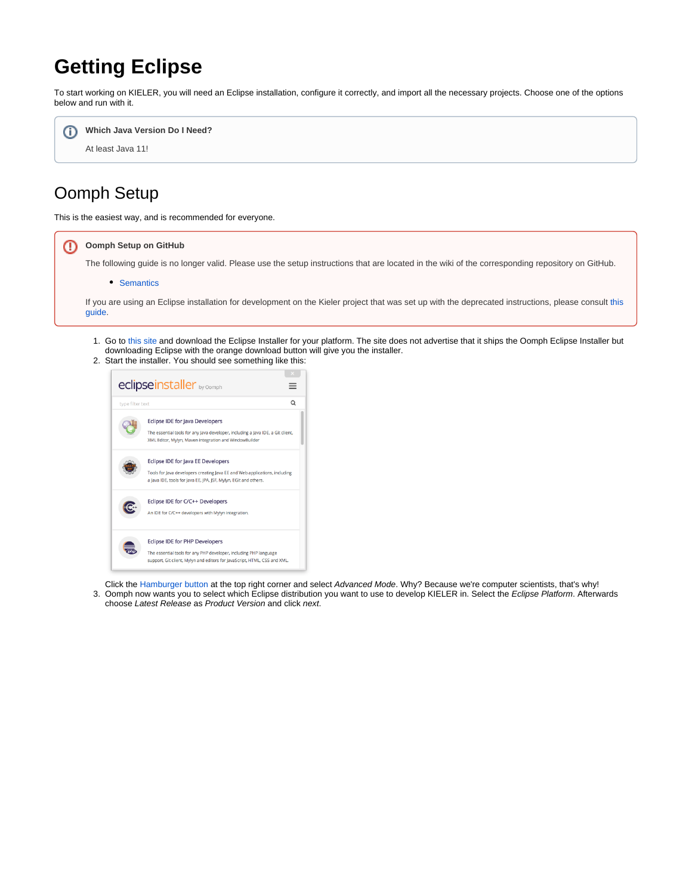# Getting Eclipse

To start working on KIELER, you will need an Eclipse installation, configure it correctly, and import all the necessary projects. Choose one of the options below and run with it.

> **Which Java Version Do I Need?**
>
> At least Java 11!

## Oomph Setup

This is the easiest way, and is recommended for everyone.

> **Oomph Setup on GitHub**
>
> The following guide is no longer valid. Please use the setup instructions that are located in the wiki of the corresponding repository on GitHub.
>
> - Semantics
>
> If you are using an Eclipse installation for development on the Kieler project that was set up with the deprecated instructions, please consult this guide.

1. Go to this site and download the Eclipse Installer for your platform. The site does not advertise that it ships the Oomph Eclipse Installer but downloading Eclipse with the orange download button will give you the installer.
2. Start the installer. You should see something like this:

   Click the Hamburger button at the top right corner and select *Advanced Mode*. Why? Because we're computer scientists, that's why!
3. Oomph now wants you to select which Eclipse distribution you want to use to develop KIELER in. Select the *Eclipse Platform*. Afterwards choose *Latest Release* as *Product Version* and click *next*.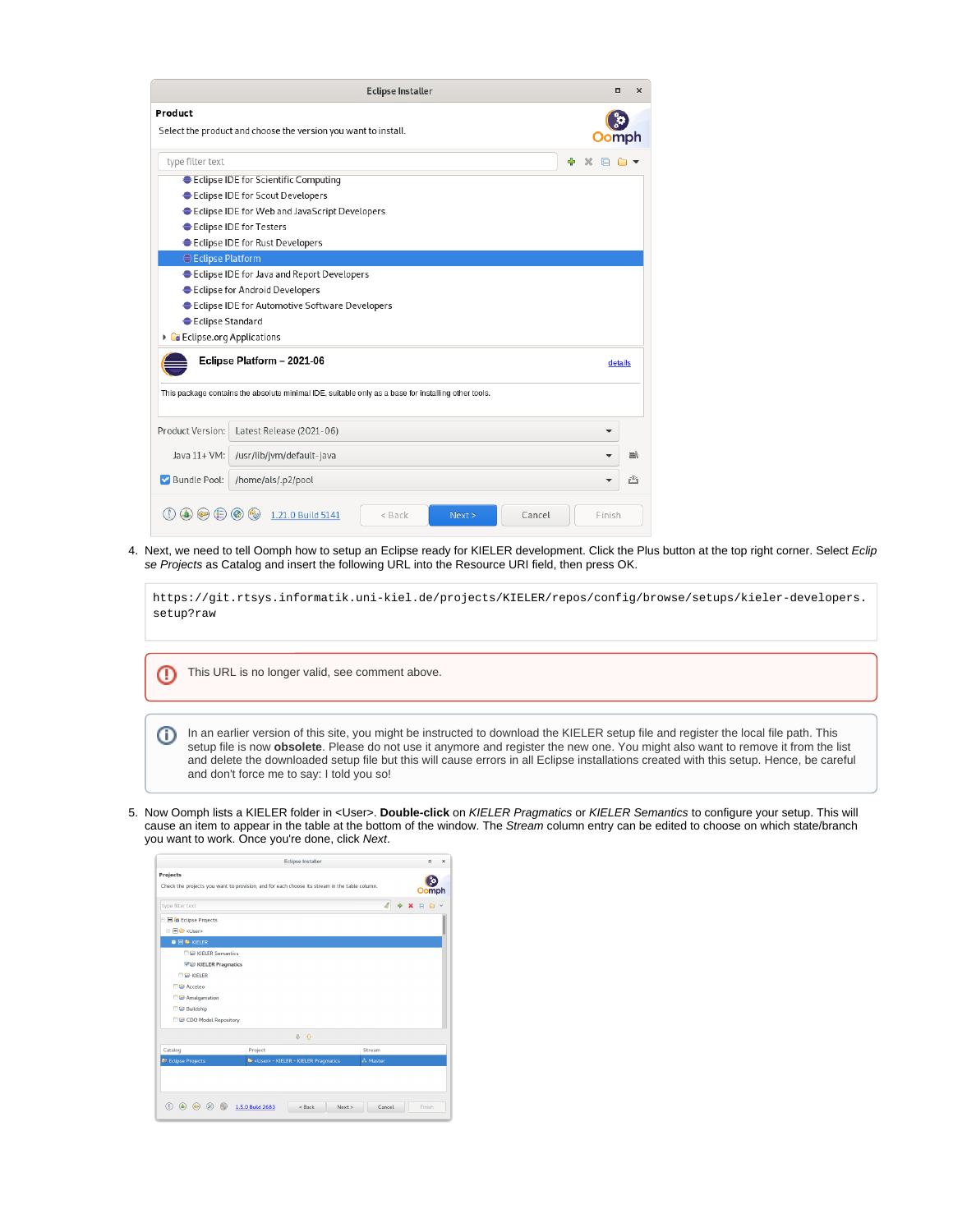4. Next, we need to tell Oomph how to setup an Eclipse ready for KIELER development. Click the Plus button at the top right corner. Select *Eclipse Projects* as Catalog and insert the following URL into the Resource URI field, then press OK.

```
https://git.rtsys.informatik.uni-kiel.de/projects/KIELER/repos/config/browse/setups/kieler-developers.setup?raw
```

> This URL is no longer valid, see comment above.

> In an earlier version of this site, you might be instructed to download the KIELER setup file and register the local file path. This setup file is now **obsolete**. Please do not use it anymore and register the new one. You might also want to remove it from the list and delete the downloaded setup file but this will cause errors in all Eclipse installations created with this setup. Hence, be careful and don't force me to say: I told you so!

5. Now Oomph lists a KIELER folder in <User>. **Double-click** on *KIELER Pragmatics* or *KIELER Semantics* to configure your setup. This will cause an item to appear in the table at the bottom of the window. The *Stream* column entry can be edited to choose on which state/branch you want to work. Once you're done, click *Next*.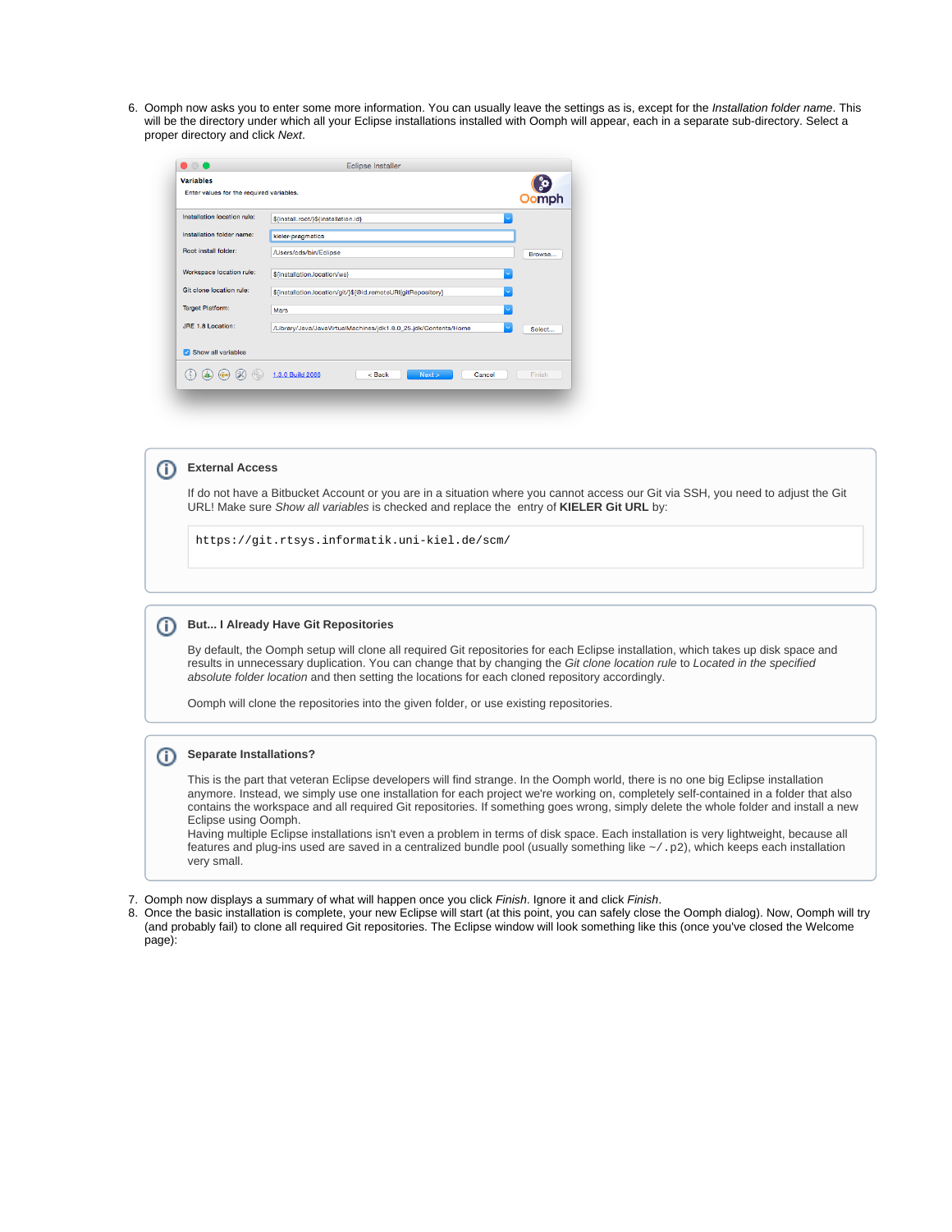6. Oomph now asks you to enter some more information. You can usually leave the settings as is, except for the *Installation folder name*. This will be the directory under which all your Eclipse installations installed with Oomph will appear, each in a separate sub-directory. Select a proper directory and click *Next*.

> **External Access**
>
> If do not have a Bitbucket Account or you are in a situation where you cannot access our Git via SSH, you need to adjust the Git URL! Make sure *Show all variables* is checked and replace the  entry of **KIELER Git URL** by:
>
> ```
> https://git.rtsys.informatik.uni-kiel.de/scm/
> ```

> **But... I Already Have Git Repositories**
>
> By default, the Oomph setup will clone all required Git repositories for each Eclipse installation, which takes up disk space and results in unnecessary duplication. You can change that by changing the *Git clone location rule* to *Located in the specified absolute folder location* and then setting the locations for each cloned repository accordingly.
>
> Oomph will clone the repositories into the given folder, or use existing repositories.

> **Separate Installations?**
>
> This is the part that veteran Eclipse developers will find strange. In the Oomph world, there is no one big Eclipse installation anymore. Instead, we simply use one installation for each project we're working on, completely self-contained in a folder that also contains the workspace and all required Git repositories. If something goes wrong, simply delete the whole folder and install a new Eclipse using Oomph.
> Having multiple Eclipse installations isn't even a problem in terms of disk space. Each installation is very lightweight, because all features and plug-ins used are saved in a centralized bundle pool (usually something like `~/.p2`), which keeps each installation very small.

7. Oomph now displays a summary of what will happen once you click *Finish*. Ignore it and click *Finish*.
8. Once the basic installation is complete, your new Eclipse will start (at this point, you can safely close the Oomph dialog). Now, Oomph will try (and probably fail) to clone all required Git repositories. The Eclipse window will look something like this (once you've closed the Welcome page):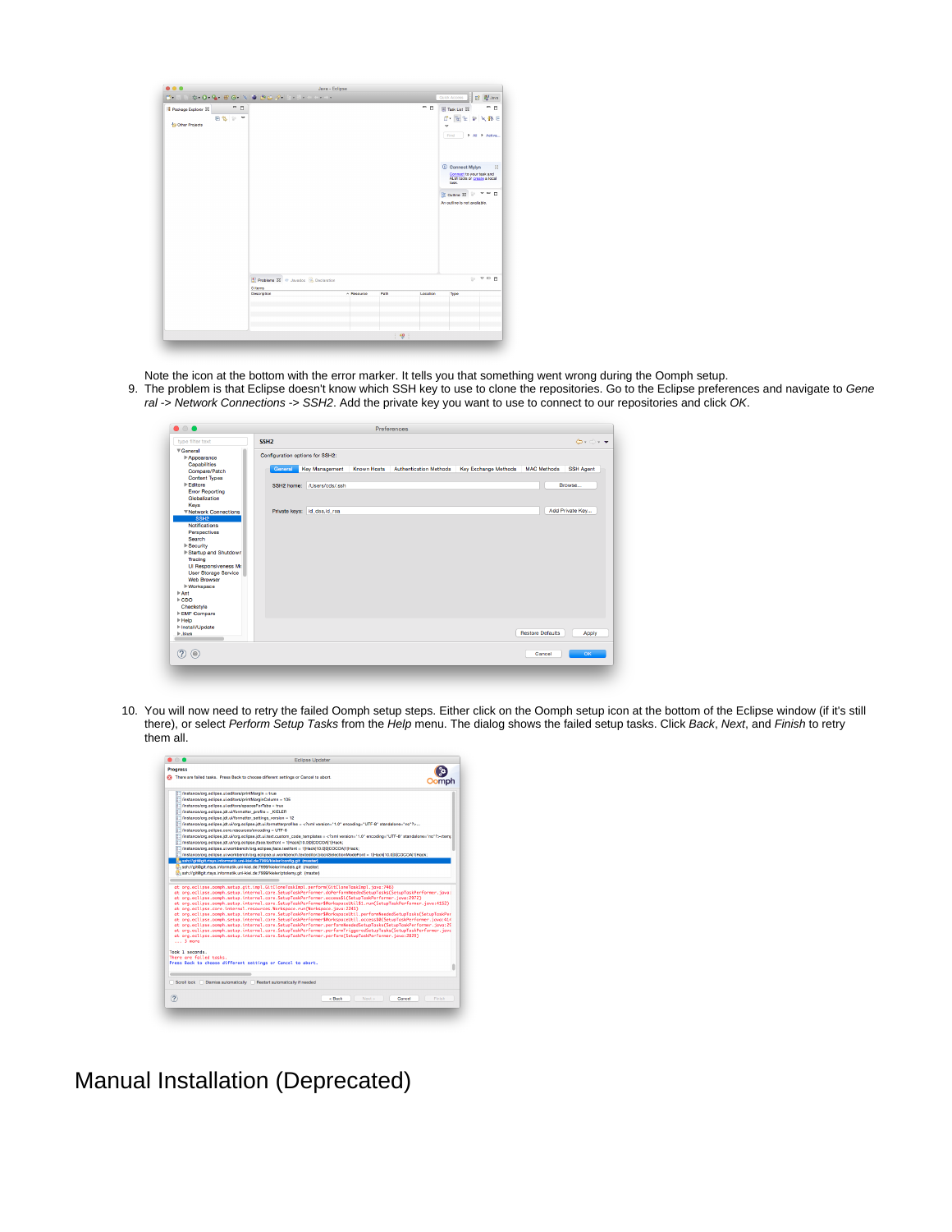Note the icon at the bottom with the error marker. It tells you that something went wrong during the Oomph setup.

9. The problem is that Eclipse doesn't know which SSH key to use to clone the repositories. Go to the Eclipse preferences and navigate to *General -> Network Connections -> SSH2*. Add the private key you want to use to connect to our repositories and click *OK*.

10. You will now need to retry the failed Oomph setup steps. Either click on the Oomph setup icon at the bottom of the Eclipse window (if it's still there), or select *Perform Setup Tasks* from the *Help* menu. The dialog shows the failed setup tasks. Click *Back*, *Next*, and *Finish* to retry them all.

# Manual Installation (Deprecated)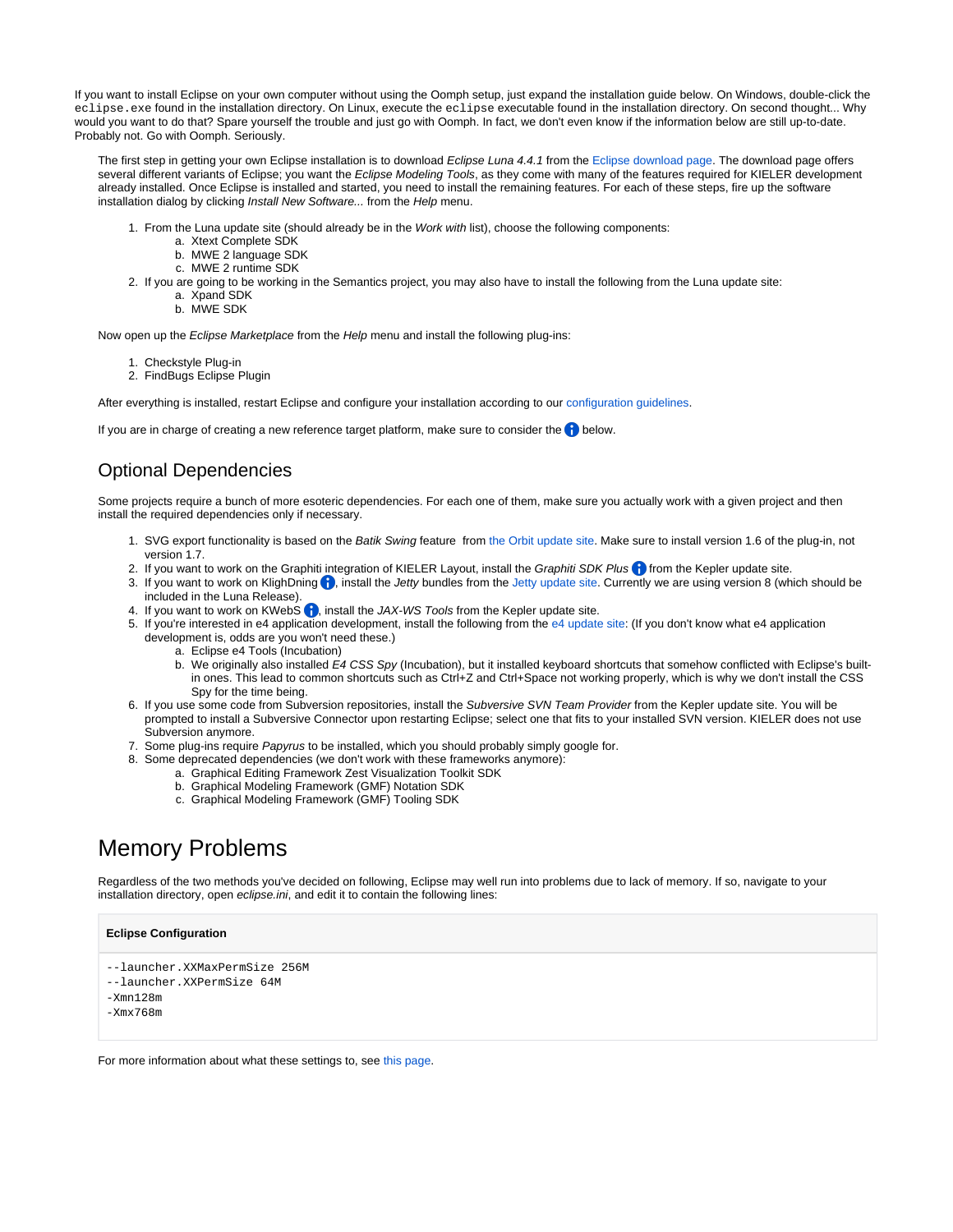If you want to install Eclipse on your own computer without using the Oomph setup, just expand the installation guide below. On Windows, double-click the `eclipse.exe` found in the installation directory. On Linux, execute the `eclipse` executable found in the installation directory. On second thought... Why would you want to do that? Spare yourself the trouble and just go with Oomph. In fact, we don't even know if the information below are still up-to-date. Probably not. Go with Oomph. Seriously.

The first step in getting your own Eclipse installation is to download *Eclipse Luna 4.4.1* from the Eclipse download page. The download page offers several different variants of Eclipse; you want the *Eclipse Modeling Tools*, as they come with many of the features required for KIELER development already installed. Once Eclipse is installed and started, you need to install the remaining features. For each of these steps, fire up the software installation dialog by clicking *Install New Software...* from the *Help* menu.

1. From the Luna update site (should already be in the *Work with* list), choose the following components:
   a. Xtext Complete SDK
   b. MWE 2 language SDK
   c. MWE 2 runtime SDK
2. If you are going to be working in the Semantics project, you may also have to install the following from the Luna update site:
   a. Xpand SDK
   b. MWE SDK

Now open up the *Eclipse Marketplace* from the *Help* menu and install the following plug-ins:

1. Checkstyle Plug-in
2. FindBugs Eclipse Plugin

After everything is installed, restart Eclipse and configure your installation according to our configuration guidelines.

If you are in charge of creating a new reference target platform, make sure to consider the ⓘ below.

## Optional Dependencies

Some projects require a bunch of more esoteric dependencies. For each one of them, make sure you actually work with a given project and then install the required dependencies only if necessary.

1. SVG export functionality is based on the *Batik Swing* feature from the Orbit update site. Make sure to install version 1.6 of the plug-in, not version 1.7.
2. If you want to work on the Graphiti integration of KIELER Layout, install the *Graphiti SDK Plus* ⓘ from the Kepler update site.
3. If you want to work on KlighDning ⓘ, install the *Jetty* bundles from the Jetty update site. Currently we are using version 8 (which should be included in the Luna Release).
4. If you want to work on KWebS ⓘ, install the *JAX-WS Tools* from the Kepler update site.
5. If you're interested in e4 application development, install the following from the e4 update site: (If you don't know what e4 application development is, odds are you won't need these.)
   a. Eclipse e4 Tools (Incubation)
   b. We originally also installed *E4 CSS Spy* (Incubation), but it installed keyboard shortcuts that somehow conflicted with Eclipse's built-in ones. This lead to common shortcuts such as Ctrl+Z and Ctrl+Space not working properly, which is why we don't install the CSS Spy for the time being.
6. If you use some code from Subversion repositories, install the *Subversive SVN Team Provider* from the Kepler update site. You will be prompted to install a Subversive Connector upon restarting Eclipse; select one that fits to your installed SVN version. KIELER does not use Subversion anymore.
7. Some plug-ins require *Papyrus* to be installed, which you should probably simply google for.
8. Some deprecated dependencies (we don't work with these frameworks anymore):
   a. Graphical Editing Framework Zest Visualization Toolkit SDK
   b. Graphical Modeling Framework (GMF) Notation SDK
   c. Graphical Modeling Framework (GMF) Tooling SDK

# Memory Problems

Regardless of the two methods you've decided on following, Eclipse may well run into problems due to lack of memory. If so, navigate to your installation directory, open *eclipse.ini*, and edit it to contain the following lines:

**Eclipse Configuration**

```
--launcher.XXMaxPermSize 256M
--launcher.XXPermSize 64M
-Xmn128m
-Xmx768m
```

For more information about what these settings to, see this page.